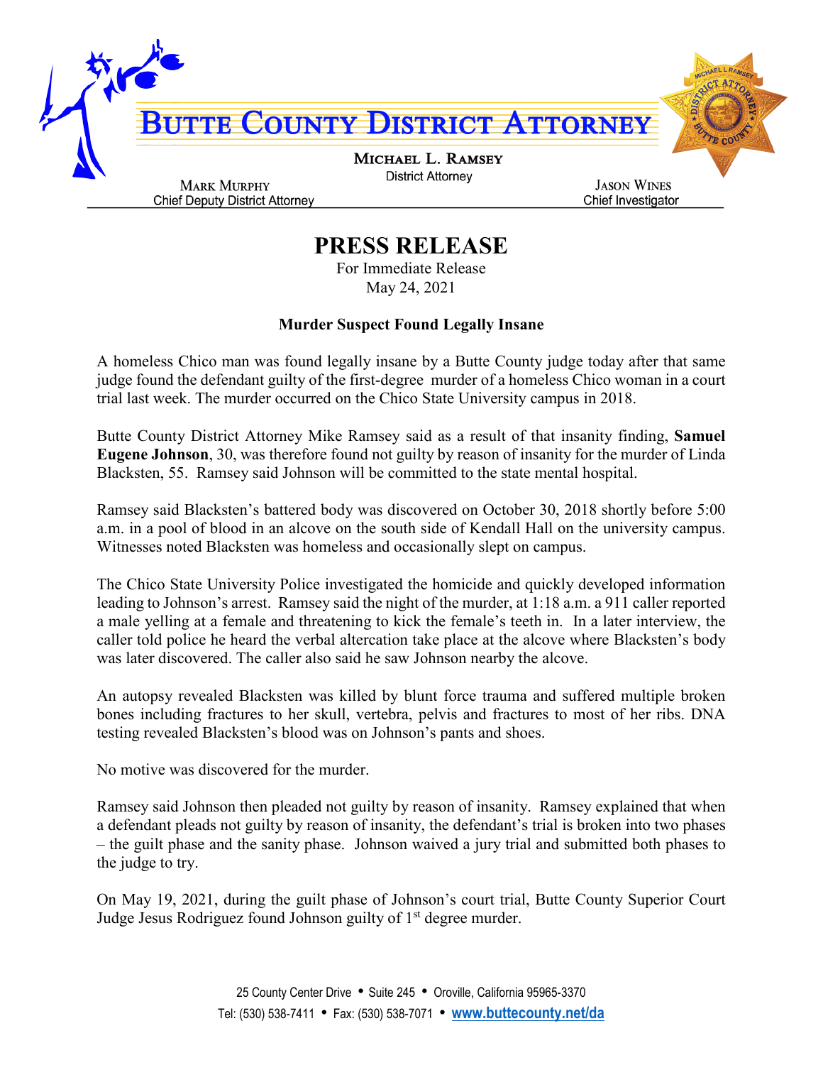# BUTTE COUNTY DISTRICT ATTORNEY

**MICHAEL L. RAMSEY**
District Attorney

MARK MURPHY
Chief Deputy District Attorney

JASON WINES
Chief Investigator

## PRESS RELEASE

For Immediate Release
May 24, 2021

### Murder Suspect Found Legally Insane

A homeless Chico man was found legally insane by a Butte County judge today after that same judge found the defendant guilty of the first-degree murder of a homeless Chico woman in a court trial last week. The murder occurred on the Chico State University campus in 2018.

Butte County District Attorney Mike Ramsey said as a result of that insanity finding, **Samuel Eugene Johnson**, 30, was therefore found not guilty by reason of insanity for the murder of Linda Blacksten, 55. Ramsey said Johnson will be committed to the state mental hospital.

Ramsey said Blacksten's battered body was discovered on October 30, 2018 shortly before 5:00 a.m. in a pool of blood in an alcove on the south side of Kendall Hall on the university campus. Witnesses noted Blacksten was homeless and occasionally slept on campus.

The Chico State University Police investigated the homicide and quickly developed information leading to Johnson's arrest. Ramsey said the night of the murder, at 1:18 a.m. a 911 caller reported a male yelling at a female and threatening to kick the female's teeth in. In a later interview, the caller told police he heard the verbal altercation take place at the alcove where Blacksten's body was later discovered. The caller also said he saw Johnson nearby the alcove.

An autopsy revealed Blacksten was killed by blunt force trauma and suffered multiple broken bones including fractures to her skull, vertebra, pelvis and fractures to most of her ribs. DNA testing revealed Blacksten's blood was on Johnson's pants and shoes.

No motive was discovered for the murder.

Ramsey said Johnson then pleaded not guilty by reason of insanity. Ramsey explained that when a defendant pleads not guilty by reason of insanity, the defendant's trial is broken into two phases – the guilt phase and the sanity phase. Johnson waived a jury trial and submitted both phases to the judge to try.

On May 19, 2021, during the guilt phase of Johnson's court trial, Butte County Superior Court Judge Jesus Rodriguez found Johnson guilty of 1st degree murder.

25 County Center Drive • Suite 245 • Oroville, California 95965-3370
Tel: (530) 538-7411 • Fax: (530) 538-7071 • **www.buttecounty.net/da**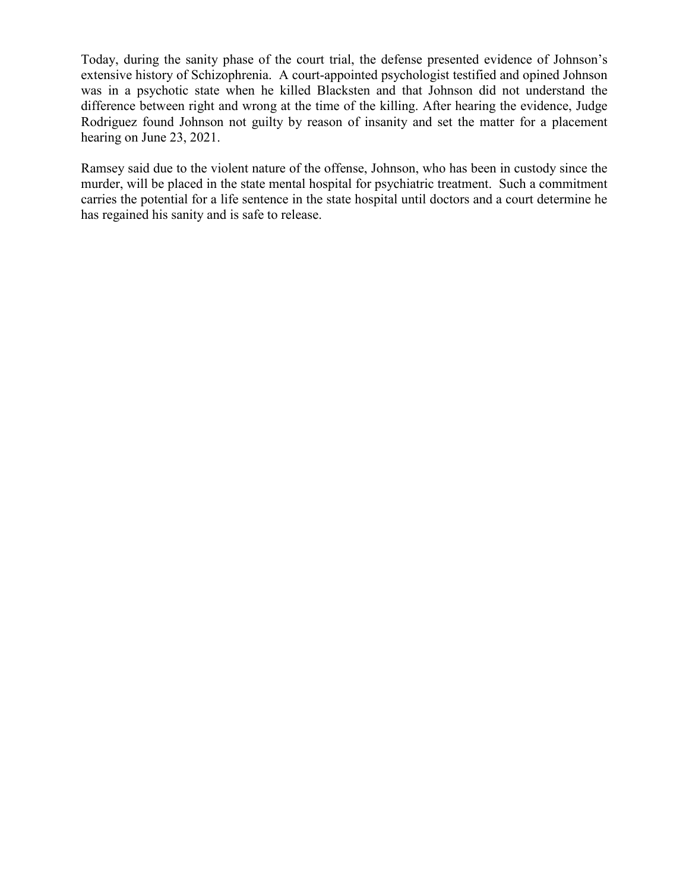Today, during the sanity phase of the court trial, the defense presented evidence of Johnson's extensive history of Schizophrenia. A court-appointed psychologist testified and opined Johnson was in a psychotic state when he killed Blacksten and that Johnson did not understand the difference between right and wrong at the time of the killing. After hearing the evidence, Judge Rodriguez found Johnson not guilty by reason of insanity and set the matter for a placement hearing on June 23, 2021.

Ramsey said due to the violent nature of the offense, Johnson, who has been in custody since the murder, will be placed in the state mental hospital for psychiatric treatment. Such a commitment carries the potential for a life sentence in the state hospital until doctors and a court determine he has regained his sanity and is safe to release.